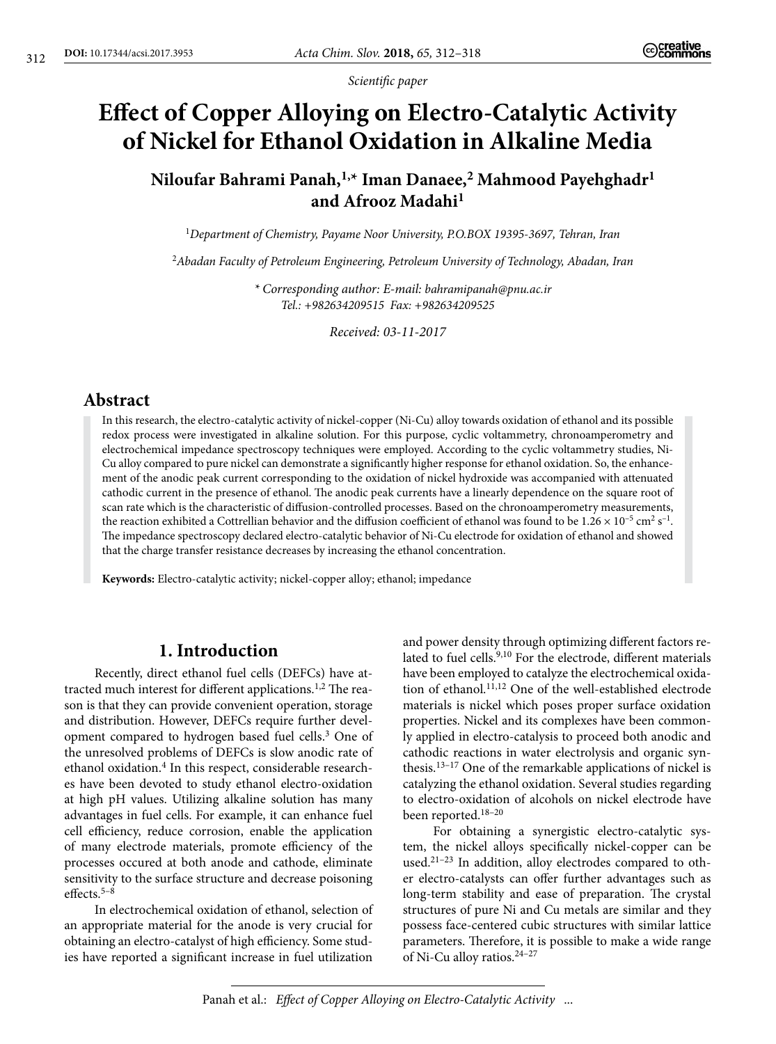*Scientific paper*

# Effect of Copper Alloying on Electro-Catalytic Activity of Nickel for Ethanol Oxidation in Alkaline Media

**Niloufar Bahrami Panah,[1,*] Iman Danaee,[2] Mahmood Payehghadr[1] and Afrooz Madahi[1]**

[1] *Department of Chemistry, Payame Noor University, P.O.BOX 19395-3697, Tehran, Iran*

[2] *Abadan Faculty of Petroleum Engineering, Petroleum University of Technology, Abadan, Iran*

*\* Corresponding author: E-mail: bahramipanah@pnu.ac.ir*
*Tel.: +982634209515 Fax: +982634209525*

*Received: 03-11-2017*

## Abstract

In this research, the electro-catalytic activity of nickel-copper (Ni-Cu) alloy towards oxidation of ethanol and its possible redox process were investigated in alkaline solution. For this purpose, cyclic voltammetry, chronoamperometry and electrochemical impedance spectroscopy techniques were employed. According to the cyclic voltammetry studies, Ni-Cu alloy compared to pure nickel can demonstrate a significantly higher response for ethanol oxidation. So, the enhancement of the anodic peak current corresponding to the oxidation of nickel hydroxide was accompanied with attenuated cathodic current in the presence of ethanol. The anodic peak currents have a linearly dependence on the square root of scan rate which is the characteristic of diffusion-controlled processes. Based on the chronoamperometry measurements, the reaction exhibited a Cottrellian behavior and the diffusion coefficient of ethanol was found to be $1.26 \times 10^{-5}$ cm$^2$ s$^{-1}$. The impedance spectroscopy declared electro-catalytic behavior of Ni-Cu electrode for oxidation of ethanol and showed that the charge transfer resistance decreases by increasing the ethanol concentration.

**Keywords:** Electro-catalytic activity; nickel-copper alloy; ethanol; impedance

## 1. Introduction

Recently, direct ethanol fuel cells (DEFCs) have attracted much interest for different applications.[1,2] The reason is that they can provide convenient operation, storage and distribution. However, DEFCs require further development compared to hydrogen based fuel cells.[3] One of the unresolved problems of DEFCs is slow anodic rate of ethanol oxidation.[4] In this respect, considerable researches have been devoted to study ethanol electro-oxidation at high pH values. Utilizing alkaline solution has many advantages in fuel cells. For example, it can enhance fuel cell efficiency, reduce corrosion, enable the application of many electrode materials, promote efficiency of the processes occured at both anode and cathode, eliminate sensitivity to the surface structure and decrease poisoning effects.[5–8]

In electrochemical oxidation of ethanol, selection of an appropriate material for the anode is very crucial for obtaining an electro-catalyst of high efficiency. Some studies have reported a significant increase in fuel utilization and power density through optimizing different factors related to fuel cells.[9,10] For the electrode, different materials have been employed to catalyze the electrochemical oxidation of ethanol.[11,12] One of the well-established electrode materials is nickel which poses proper surface oxidation properties. Nickel and its complexes have been commonly applied in electro-catalysis to proceed both anodic and cathodic reactions in water electrolysis and organic synthesis.[13–17] One of the remarkable applications of nickel is catalyzing the ethanol oxidation. Several studies regarding to electro-oxidation of alcohols on nickel electrode have been reported.[18–20]

For obtaining a synergistic electro-catalytic system, the nickel alloys specifically nickel-copper can be used.[21–23] In addition, alloy electrodes compared to other electro-catalysts can offer further advantages such as long-term stability and ease of preparation. The crystal structures of pure Ni and Cu metals are similar and they possess face-centered cubic structures with similar lattice parameters. Therefore, it is possible to make a wide range of Ni-Cu alloy ratios.[24–27]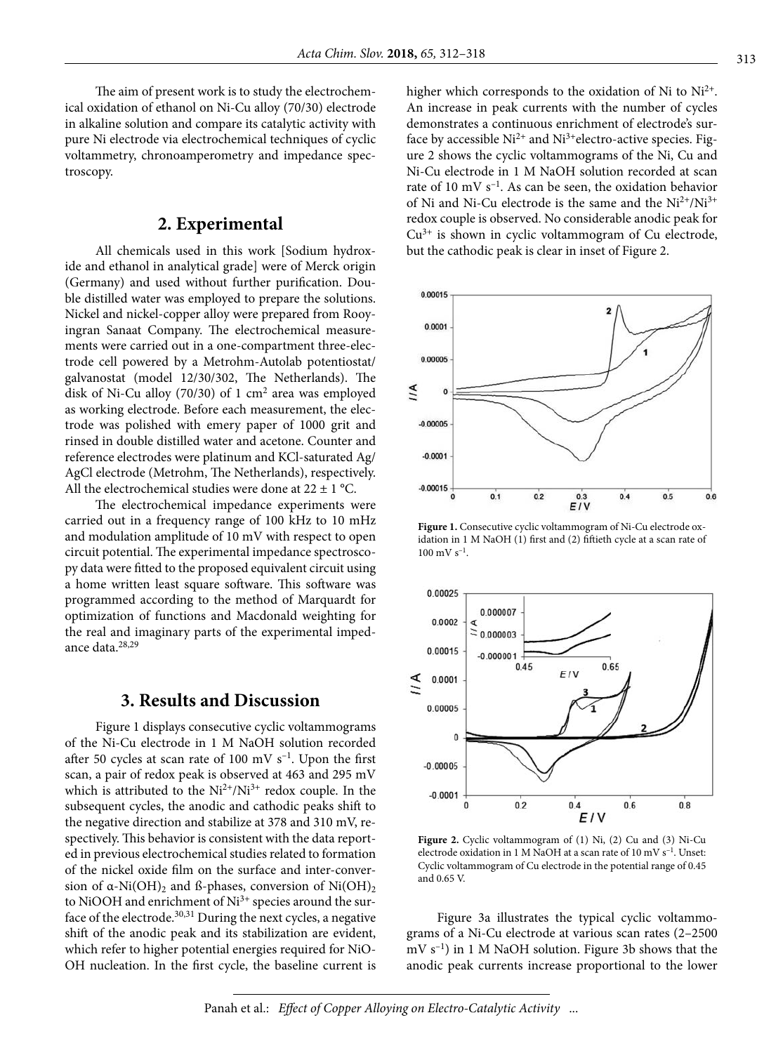The aim of present work is to study the electrochemical oxidation of ethanol on Ni-Cu alloy (70/30) electrode in alkaline solution and compare its catalytic activity with pure Ni electrode via electrochemical techniques of cyclic voltammetry, chronoamperometry and impedance spectroscopy.

## 2. Experimental

All chemicals used in this work [Sodium hydroxide and ethanol in analytical grade] were of Merck origin (Germany) and used without further purification. Double distilled water was employed to prepare the solutions. Nickel and nickel-copper alloy were prepared from Rooyingran Sanaat Company. The electrochemical measurements were carried out in a one-compartment three-electrode cell powered by a Metrohm-Autolab potentiostat/galvanostat (model 12/30/302, The Netherlands). The disk of Ni-Cu alloy (70/30) of 1 $cm^2$ area was employed as working electrode. Before each measurement, the electrode was polished with emery paper of 1000 grit and rinsed in double distilled water and acetone. Counter and reference electrodes were platinum and KCl-saturated Ag/AgCl electrode (Metrohm, The Netherlands), respectively. All the electrochemical studies were done at 22 ± 1 °C.

The electrochemical impedance experiments were carried out in a frequency range of 100 kHz to 10 mHz and modulation amplitude of 10 mV with respect to open circuit potential. The experimental impedance spectroscopy data were fitted to the proposed equivalent circuit using a home written least square software. This software was programmed according to the method of Marquardt for optimization of functions and Macdonald weighting for the real and imaginary parts of the experimental impedance data.[28,29]

## 3. Results and Discussion

Figure 1 displays consecutive cyclic voltammograms of the Ni-Cu electrode in 1 M NaOH solution recorded after 50 cycles at scan rate of 100 mV $s^{-1}$. Upon the first scan, a pair of redox peak is observed at 463 and 295 mV which is attributed to the $Ni^{2+}/Ni^{3+}$ redox couple. In the subsequent cycles, the anodic and cathodic peaks shift to the negative direction and stabilize at 378 and 310 mV, respectively. This behavior is consistent with the data reported in previous electrochemical studies related to formation of the nickel oxide film on the surface and inter-conversion of α-$Ni(OH)_2$ and ß-phases, conversion of $Ni(OH)_2$ to NiOOH and enrichment of $Ni^{3+}$ species around the surface of the electrode.[30,31] During the next cycles, a negative shift of the anodic peak and its stabilization are evident, which refer to higher potential energies required for NiOOH nucleation. In the first cycle, the baseline current is higher which corresponds to the oxidation of Ni to $Ni^{2+}$. An increase in peak currents with the number of cycles demonstrates a continuous enrichment of electrode's surface by accessible $Ni^{2+}$ and $Ni^{3+}$electro-active species. Figure 2 shows the cyclic voltammograms of the Ni, Cu and Ni-Cu electrode in 1 M NaOH solution recorded at scan rate of 10 mV $s^{-1}$. As can be seen, the oxidation behavior of Ni and Ni-Cu electrode is the same and the $Ni^{2+}/Ni^{3+}$ redox couple is observed. No considerable anodic peak for $Cu^{3+}$ is shown in cyclic voltammogram of Cu electrode, but the cathodic peak is clear in inset of Figure 2.

**Figure 1.** Consecutive cyclic voltammogram of Ni-Cu electrode oxidation in 1 M NaOH (1) first and (2) fiftieth cycle at a scan rate of 100 mV $s^{-1}$.

**Figure 2.** Cyclic voltammogram of (1) Ni, (2) Cu and (3) Ni-Cu electrode oxidation in 1 M NaOH at a scan rate of 10 mV $s^{-1}$. Unset: Cyclic voltammogram of Cu electrode in the potential range of 0.45 and 0.65 V.

Figure 3a illustrates the typical cyclic voltammograms of a Ni-Cu electrode at various scan rates (2–2500 mV $s^{-1}$) in 1 M NaOH solution. Figure 3b shows that the anodic peak currents increase proportional to the lower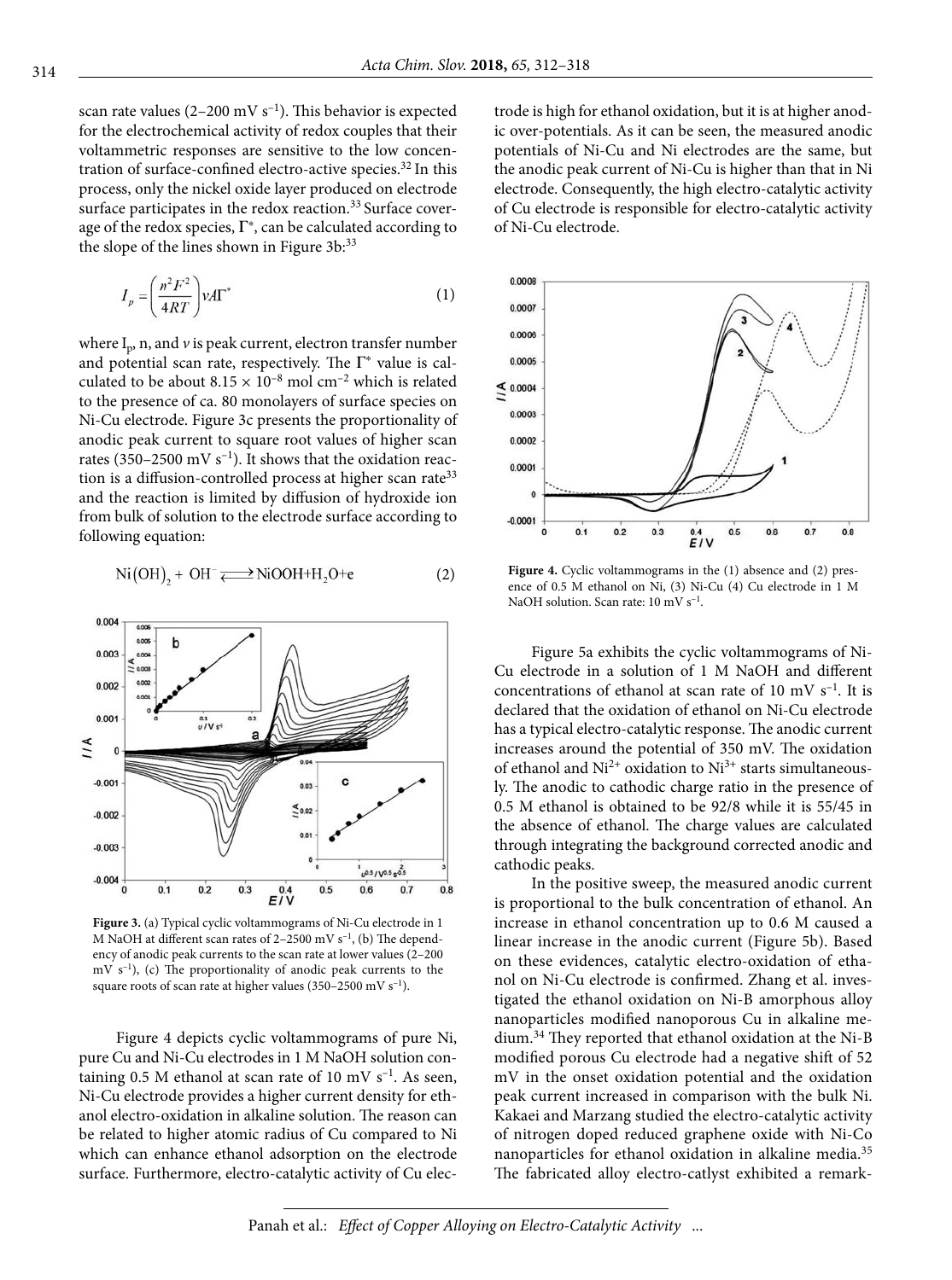scan rate values (2–200 mV s$^{-1}$). This behavior is expected for the electrochemical activity of redox couples that their voltammetric responses are sensitive to the low concentration of surface-confined electro-active species.[32] In this process, only the nickel oxide layer produced on electrode surface participates in the redox reaction.[33] Surface coverage of the redox species, $\Gamma^*$, can be calculated according to the slope of the lines shown in Figure 3b:[33]

$$I_p = \left(\frac{n^2F^2}{4RT}\right)\nu A\Gamma^* \tag{1}$$

where $I_p$, n, and $\nu$ is peak current, electron transfer number and potential scan rate, respectively. The $\Gamma^*$ value is calculated to be about $8.15 \times 10^{-8}$ mol cm$^{-2}$ which is related to the presence of ca. 80 monolayers of surface species on Ni-Cu electrode. Figure 3c presents the proportionality of anodic peak current to square root values of higher scan rates (350–2500 mV s$^{-1}$). It shows that the oxidation reaction is a diffusion-controlled process at higher scan rate[33] and the reaction is limited by diffusion of hydroxide ion from bulk of solution to the electrode surface according to following equation:

$$Ni(OH)_2 + OH^- \rightleftharpoons NiOOH + H_2O + e \tag{2}$$

**Figure 3.** (a) Typical cyclic voltammograms of Ni-Cu electrode in 1 M NaOH at different scan rates of 2–2500 mV s$^{-1}$, (b) The dependency of anodic peak currents to the scan rate at lower values (2–200 mV s$^{-1}$), (c) The proportionality of anodic peak currents to the square roots of scan rate at higher values (350–2500 mV s$^{-1}$).

Figure 4 depicts cyclic voltammograms of pure Ni, pure Cu and Ni-Cu electrodes in 1 M NaOH solution containing 0.5 M ethanol at scan rate of 10 mV s$^{-1}$. As seen, Ni-Cu electrode provides a higher current density for ethanol electro-oxidation in alkaline solution. The reason can be related to higher atomic radius of Cu compared to Ni which can enhance ethanol adsorption on the electrode surface. Furthermore, electro-catalytic activity of Cu electrode is high for ethanol oxidation, but it is at higher anodic over-potentials. As it can be seen, the measured anodic potentials of Ni-Cu and Ni electrodes are the same, but the anodic peak current of Ni-Cu is higher than that in Ni electrode. Consequently, the high electro-catalytic activity of Cu electrode is responsible for electro-catalytic activity of Ni-Cu electrode.

**Figure 4.** Cyclic voltammograms in the (1) absence and (2) presence of 0.5 M ethanol on Ni, (3) Ni-Cu (4) Cu electrode in 1 M NaOH solution. Scan rate: 10 mV s$^{-1}$.

Figure 5a exhibits the cyclic voltammograms of Ni-Cu electrode in a solution of 1 M NaOH and different concentrations of ethanol at scan rate of 10 mV s$^{-1}$. It is declared that the oxidation of ethanol on Ni-Cu electrode has a typical electro-catalytic response. The anodic current increases around the potential of 350 mV. The oxidation of ethanol and $Ni^{2+}$ oxidation to $Ni^{3+}$ starts simultaneously. The anodic to cathodic charge ratio in the presence of 0.5 M ethanol is obtained to be 92/8 while it is 55/45 in the absence of ethanol. The charge values are calculated through integrating the background corrected anodic and cathodic peaks.

In the positive sweep, the measured anodic current is proportional to the bulk concentration of ethanol. An increase in ethanol concentration up to 0.6 M caused a linear increase in the anodic current (Figure 5b). Based on these evidences, catalytic electro-oxidation of ethanol on Ni-Cu electrode is confirmed. Zhang et al. investigated the ethanol oxidation on Ni-B amorphous alloy nanoparticles modified nanoporous Cu in alkaline medium.[34] They reported that ethanol oxidation at the Ni-B modified porous Cu electrode had a negative shift of 52 mV in the onset oxidation potential and the oxidation peak current increased in comparison with the bulk Ni. Kakaei and Marzang studied the electro-catalytic activity of nitrogen doped reduced graphene oxide with Ni-Co nanoparticles for ethanol oxidation in alkaline media.[35] The fabricated alloy electro-catlyst exhibited a remark-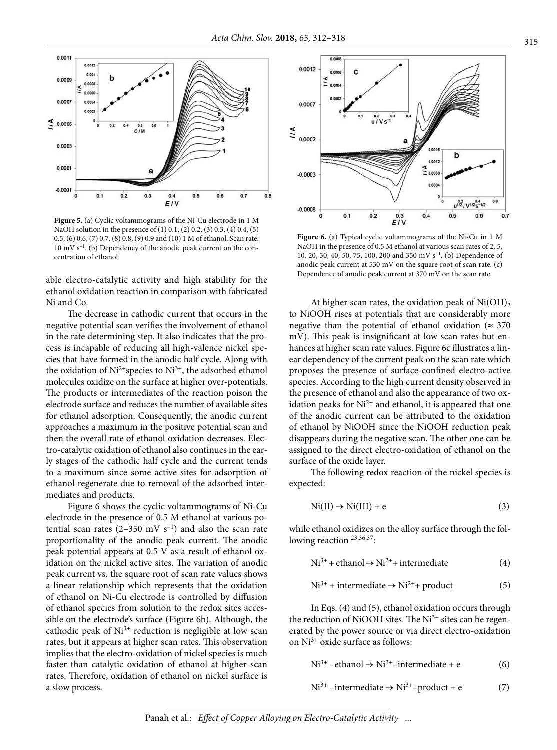**Figure 5.** (a) Cyclic voltammograms of the Ni-Cu electrode in 1 M NaOH solution in the presence of (1) 0.1, (2) 0.2, (3) 0.3, (4) 0.4, (5) 0.5, (6) 0.6, (7) 0.7, (8) 0.8, (9) 0.9 and (10) 1 M of ethanol. Scan rate: 10 mV $s^{-1}$. (b) Dependency of the anodic peak current on the concentration of ethanol.

able electro-catalytic activity and high stability for the ethanol oxidation reaction in comparison with fabricated Ni and Co.

The decrease in cathodic current that occurs in the negative potential scan verifies the involvement of ethanol in the rate determining step. It also indicates that the process is incapable of reducing all high-valence nickel species that have formed in the anodic half cycle. Along with the oxidation of $Ni^{2+}$species to $Ni^{3+}$, the adsorbed ethanol molecules oxidize on the surface at higher over-potentials. The products or intermediates of the reaction poison the electrode surface and reduces the number of available sites for ethanol adsorption. Consequently, the anodic current approaches a maximum in the positive potential scan and then the overall rate of ethanol oxidation decreases. Electro-catalytic oxidation of ethanol also continues in the early stages of the cathodic half cycle and the current tends to a maximum since some active sites for adsorption of ethanol regenerate due to removal of the adsorbed intermediates and products.

Figure 6 shows the cyclic voltammograms of Ni-Cu electrode in the presence of 0.5 M ethanol at various potential scan rates (2–350 mV $s^{-1}$) and also the scan rate proportionality of the anodic peak current. The anodic peak potential appears at 0.5 V as a result of ethanol oxidation on the nickel active sites. The variation of anodic peak current vs. the square root of scan rate values shows a linear relationship which represents that the oxidation of ethanol on Ni-Cu electrode is controlled by diffusion of ethanol species from solution to the redox sites accessible on the electrode's surface (Figure 6b). Although, the cathodic peak of $Ni^{3+}$ reduction is negligible at low scan rates, but it appears at higher scan rates. This observation implies that the electro-oxidation of nickel species is much faster than catalytic oxidation of ethanol at higher scan rates. Therefore, oxidation of ethanol on nickel surface is a slow process.

**Figure 6.** (a) Typical cyclic voltammograms of the Ni-Cu in 1 M NaOH in the presence of 0.5 M ethanol at various scan rates of 2, 5, 10, 20, 30, 40, 50, 75, 100, 200 and 350 mV $s^{-1}$. (b) Dependence of anodic peak current at 530 mV on the square root of scan rate. (c) Dependence of anodic peak current at 370 mV on the scan rate.

At higher scan rates, the oxidation peak of $Ni(OH)_2$ to NiOOH rises at potentials that are considerably more negative than the potential of ethanol oxidation (≈ 370 mV). This peak is insignificant at low scan rates but enhances at higher scan rate values. Figure 6c illustrates a linear dependency of the current peak on the scan rate which proposes the presence of surface-confined electro-active species. According to the high current density observed in the presence of ethanol and also the appearance of two oxidation peaks for $Ni^{2+}$ and ethanol, it is appeared that one of the anodic current can be attributed to the oxidation of ethanol by NiOOH since the NiOOH reduction peak disappears during the negative scan. The other one can be assigned to the direct electro-oxidation of ethanol on the surface of the oxide layer.

The following redox reaction of the nickel species is expected:

$$Ni(II) \rightarrow Ni(III) + e \quad (3)$$

while ethanol oxidizes on the alloy surface through the following reaction [23,36,37]:

$$Ni^{3+} + \text{ethanol} \rightarrow Ni^{2+} + \text{intermediate} \quad (4)$$

$$Ni^{3+} + \text{intermediate} \rightarrow Ni^{2+} + \text{product} \quad (5)$$

In Eqs. (4) and (5), ethanol oxidation occurs through the reduction of NiOOH sites. The $Ni^{3+}$ sites can be regenerated by the power source or via direct electro-oxidation on $Ni^{3+}$ oxide surface as follows:

$$Ni^{3+}\text{–ethanol} \rightarrow Ni^{3+}\text{–intermediate} + e \quad (6)$$

$$Ni^{3+}\text{–intermediate} \rightarrow Ni^{3+}\text{–product} + e \quad (7)$$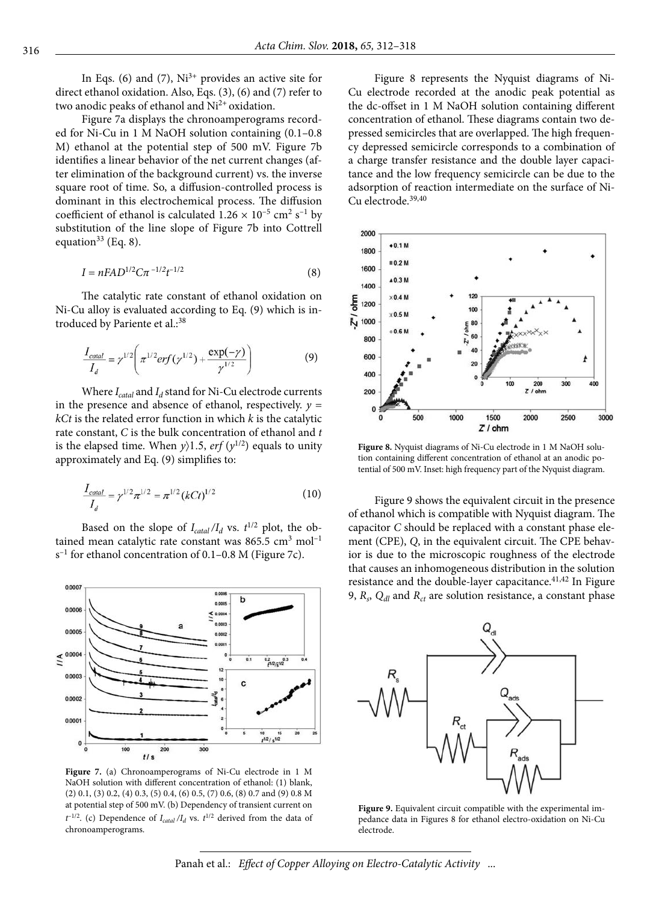In Eqs. (6) and (7), $Ni^{3+}$ provides an active site for direct ethanol oxidation. Also, Eqs. (3), (6) and (7) refer to two anodic peaks of ethanol and $Ni^{2+}$ oxidation.

Figure 7a displays the chronoamperograms recorded for Ni-Cu in 1 M NaOH solution containing (0.1–0.8 M) ethanol at the potential step of 500 mV. Figure 7b identifies a linear behavior of the net current changes (after elimination of the background current) vs. the inverse square root of time. So, a diffusion-controlled process is dominant in this electrochemical process. The diffusion coefficient of ethanol is calculated $1.26 \times 10^{-5}$ cm$^2$ s$^{-1}$ by substitution of the line slope of Figure 7b into Cottrell equation[33] (Eq. 8).

$$I = nFAD^{1/2}C\pi^{-1/2}t^{-1/2} \tag{8}$$

The catalytic rate constant of ethanol oxidation on Ni-Cu alloy is evaluated according to Eq. (9) which is introduced by Pariente et al.:[38]

$$\frac{I_{catal}}{I_d} = \gamma^{1/2}\left(\pi^{1/2}erf(\gamma^{1/2}) + \frac{\exp(-\gamma)}{\gamma^{1/2}}\right) \tag{9}$$

Where $I_{catal}$ and $I_d$ stand for Ni-Cu electrode currents in the presence and absence of ethanol, respectively. $y = kCt$ is the related error function in which $k$ is the catalytic rate constant, $C$ is the bulk concentration of ethanol and $t$ is the elapsed time. When $y \rangle 1.5$, $erf\ (y^{1/2})$ equals to unity approximately and Eq. (9) simplifies to:

$$\frac{I_{catal}}{I_d} = \gamma^{1/2}\pi^{1/2} = \pi^{1/2}(kCt)^{1/2} \tag{10}$$

Based on the slope of $I_{catal}/I_d$ vs. $t^{1/2}$ plot, the obtained mean catalytic rate constant was 865.5 cm$^3$ mol$^{-1}$ s$^{-1}$ for ethanol concentration of 0.1–0.8 M (Figure 7c).

**Figure 7.** (a) Chronoamperograms of Ni-Cu electrode in 1 M NaOH solution with different concentration of ethanol: (1) blank, (2) 0.1, (3) 0.2, (4) 0.3, (5) 0.4, (6) 0.5, (7) 0.6, (8) 0.7 and (9) 0.8 M at potential step of 500 mV. (b) Dependency of transient current on $t^{-1/2}$. (c) Dependence of $I_{catal}/I_d$ vs. $t^{1/2}$ derived from the data of chronoamperograms.

Figure 8 represents the Nyquist diagrams of Ni-Cu electrode recorded at the anodic peak potential as the dc-offset in 1 M NaOH solution containing different concentration of ethanol. These diagrams contain two depressed semicircles that are overlapped. The high frequency depressed semicircle corresponds to a combination of a charge transfer resistance and the double layer capacitance and the low frequency semicircle can be due to the adsorption of reaction intermediate on the surface of Ni-Cu electrode.[39,40]

**Figure 8.** Nyquist diagrams of Ni-Cu electrode in 1 M NaOH solution containing different concentration of ethanol at an anodic potential of 500 mV. Inset: high frequency part of the Nyquist diagram.

Figure 9 shows the equivalent circuit in the presence of ethanol which is compatible with Nyquist diagram. The capacitor $C$ should be replaced with a constant phase element (CPE), $Q$, in the equivalent circuit. The CPE behavior is due to the microscopic roughness of the electrode that causes an inhomogeneous distribution in the solution resistance and the double-layer capacitance.[41,42] In Figure 9, $R_s$, $Q_{dl}$ and $R_{ct}$ are solution resistance, a constant phase

**Figure 9.** Equivalent circuit compatible with the experimental impedance data in Figures 8 for ethanol electro-oxidation on Ni-Cu electrode.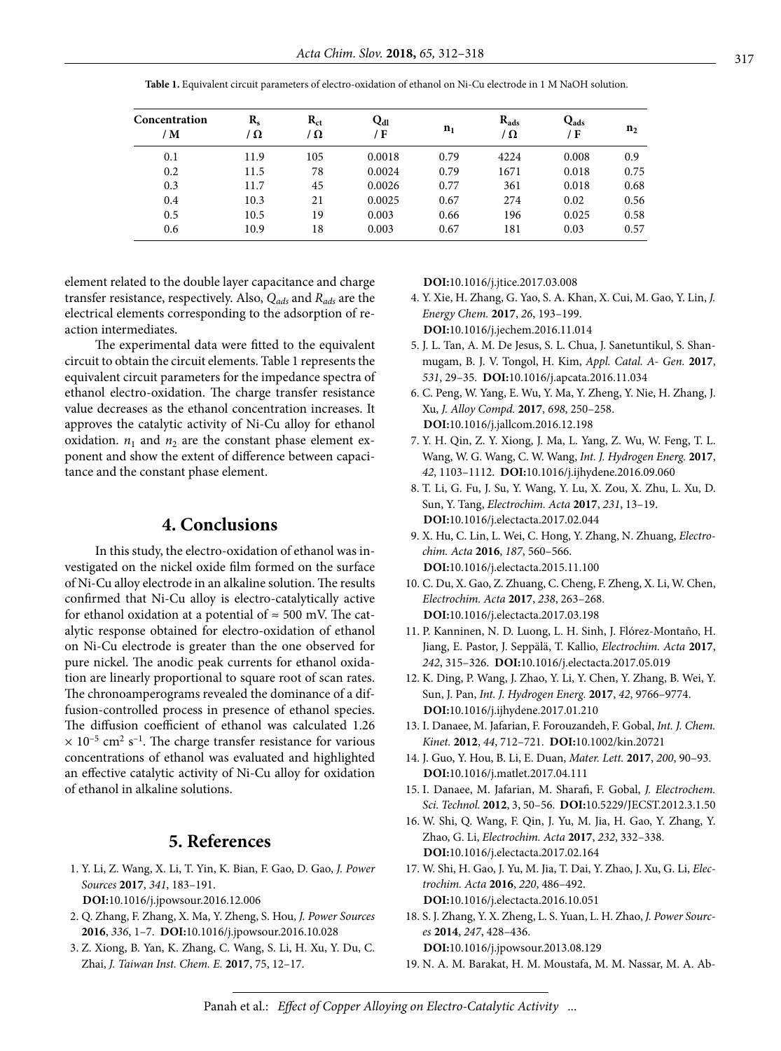**Table 1.** Equivalent circuit parameters of electro-oxidation of ethanol on Ni-Cu electrode in 1 M NaOH solution.

| Concentration / M | $R_s$ / Ω | $R_{ct}$ / Ω | $Q_{dl}$ / F | $n_1$ | $R_{ads}$ / Ω | $Q_{ads}$ / F | $n_2$ |
|---|---|---|---|---|---|---|---|
| 0.1 | 11.9 | 105 | 0.0018 | 0.79 | 4224 | 0.008 | 0.9 |
| 0.2 | 11.5 | 78 | 0.0024 | 0.79 | 1671 | 0.018 | 0.75 |
| 0.3 | 11.7 | 45 | 0.0026 | 0.77 | 361 | 0.018 | 0.68 |
| 0.4 | 10.3 | 21 | 0.0025 | 0.67 | 274 | 0.02 | 0.56 |
| 0.5 | 10.5 | 19 | 0.003 | 0.66 | 196 | 0.025 | 0.58 |
| 0.6 | 10.9 | 18 | 0.003 | 0.67 | 181 | 0.03 | 0.57 |

element related to the double layer capacitance and charge transfer resistance, respectively. Also, $Q_{ads}$ and $R_{ads}$ are the electrical elements corresponding to the adsorption of reaction intermediates.

The experimental data were fitted to the equivalent circuit to obtain the circuit elements. Table 1 represents the equivalent circuit parameters for the impedance spectra of ethanol electro-oxidation. The charge transfer resistance value decreases as the ethanol concentration increases. It approves the catalytic activity of Ni-Cu alloy for ethanol oxidation. $n_1$ and $n_2$ are the constant phase element exponent and show the extent of difference between capacitance and the constant phase element.

## 4. Conclusions

In this study, the electro-oxidation of ethanol was investigated on the nickel oxide film formed on the surface of Ni-Cu alloy electrode in an alkaline solution. The results confirmed that Ni-Cu alloy is electro-catalytically active for ethanol oxidation at a potential of ≈ 500 mV. The catalytic response obtained for electro-oxidation of ethanol on Ni-Cu electrode is greater than the one observed for pure nickel. The anodic peak currents for ethanol oxidation are linearly proportional to square root of scan rates. The chronoamperograms revealed the dominance of a diffusion-controlled process in presence of ethanol species. The diffusion coefficient of ethanol was calculated 1.26 $\times 10^{-5}$ cm$^2$ s$^{-1}$. The charge transfer resistance for various concentrations of ethanol was evaluated and highlighted an effective catalytic activity of Ni-Cu alloy for oxidation of ethanol in alkaline solutions.

## 5. References

1. Y. Li, Z. Wang, X. Li, T. Yin, K. Bian, F. Gao, D. Gao, *J. Power Sources* **2017**, *341*, 183–191. **DOI:**10.1016/j.jpowsour.2016.12.006
2. Q. Zhang, F. Zhang, X. Ma, Y. Zheng, S. Hou, *J. Power Sources* **2016**, *336*, 1–7. **DOI:**10.1016/j.jpowsour.2016.10.028
3. Z. Xiong, B. Yan, K. Zhang, C. Wang, S. Li, H. Xu, Y. Du, C. Zhai, *J. Taiwan Inst. Chem. E.* **2017**, 75, 12–17. **DOI:**10.1016/j.jtice.2017.03.008
4. Y. Xie, H. Zhang, G. Yao, S. A. Khan, X. Cui, M. Gao, Y. Lin, *J. Energy Chem.* **2017**, *26*, 193–199. **DOI:**10.1016/j.jechem.2016.11.014
5. J. L. Tan, A. M. De Jesus, S. L. Chua, J. Sanetuntikul, S. Shanmugam, B. J. V. Tongol, H. Kim, *Appl. Catal. A- Gen.* **2017**, *531*, 29–35. **DOI:**10.1016/j.apcata.2016.11.034
6. C. Peng, W. Yang, E. Wu, Y. Ma, Y. Zheng, Y. Nie, H. Zhang, J. Xu, *J. Alloy Compd.* **2017**, *698*, 250–258. **DOI:**10.1016/j.jallcom.2016.12.198
7. Y. H. Qin, Z. Y. Xiong, J. Ma, L. Yang, Z. Wu, W. Feng, T. L. Wang, W. G. Wang, C. W. Wang, *Int. J. Hydrogen Energ.* **2017**, *42*, 1103–1112. **DOI:**10.1016/j.ijhydene.2016.09.060
8. T. Li, G. Fu, J. Su, Y. Wang, Y. Lu, X. Zou, X. Zhu, L. Xu, D. Sun, Y. Tang, *Electrochim. Acta* **2017**, *231*, 13–19. **DOI:**10.1016/j.electacta.2017.02.044
9. X. Hu, C. Lin, L. Wei, C. Hong, Y. Zhang, N. Zhuang, *Electrochim. Acta* **2016**, *187*, 560–566. **DOI:**10.1016/j.electacta.2015.11.100
10. C. Du, X. Gao, Z. Zhuang, C. Cheng, F. Zheng, X. Li, W. Chen, *Electrochim. Acta* **2017**, *238*, 263–268. **DOI:**10.1016/j.electacta.2017.03.198
11. P. Kanninen, N. D. Luong, L. H. Sinh, J. Flórez-Montaño, H. Jiang, E. Pastor, J. Seppälä, T. Kallio, *Electrochim. Acta* **2017**, *242*, 315–326. **DOI:**10.1016/j.electacta.2017.05.019
12. K. Ding, P. Wang, J. Zhao, Y. Li, Y. Chen, Y. Zhang, B. Wei, Y. Sun, J. Pan, *Int. J. Hydrogen Energ.* **2017**, *42*, 9766–9774. **DOI:**10.1016/j.ijhydene.2017.01.210
13. I. Danaee, M. Jafarian, F. Forouzandeh, F. Gobal, *Int. J. Chem. Kinet.* **2012**, *44*, 712–721. **DOI:**10.1002/kin.20721
14. J. Guo, Y. Hou, B. Li, E. Duan, *Mater. Lett.* **2017**, *200*, 90–93. **DOI:**10.1016/j.matlet.2017.04.111
15. I. Danaee, M. Jafarian, M. Sharafi, F. Gobal, *J. Electrochem. Sci. Technol.* **2012**, 3, 50–56. **DOI:**10.5229/JECST.2012.3.1.50
16. W. Shi, Q. Wang, F. Qin, J. Yu, M. Jia, H. Gao, Y. Zhang, Y. Zhao, G. Li, *Electrochim. Acta* **2017**, *232*, 332–338. **DOI:**10.1016/j.electacta.2017.02.164
17. W. Shi, H. Gao, J. Yu, M. Jia, T. Dai, Y. Zhao, J. Xu, G. Li, *Electrochim. Acta* **2016**, *220*, 486–492. **DOI:**10.1016/j.electacta.2016.10.051
18. S. J. Zhang, Y. X. Zheng, L. S. Yuan, L. H. Zhao, *J. Power Sources* **2014**, *247*, 428–436. **DOI:**10.1016/j.jpowsour.2013.08.129
19. N. A. M. Barakat, H. M. Moustafa, M. M. Nassar, M. A. Ab-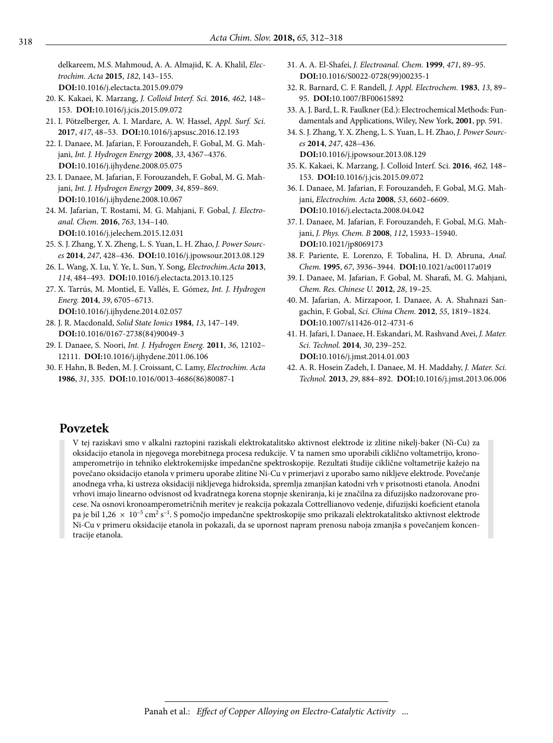delkareem, M.S. Mahmoud, A. A. Almajid, K. A. Khalil, *Electrochim. Acta* **2015**, *182*, 143–155. **DOI:**10.1016/j.electacta.2015.09.079

20. K. Kakaei, K. Marzang, *J. Colloid Interf. Sci.* **2016**, *462*, 148–153. **DOI:**10.1016/j.jcis.2015.09.072
21. I. Pötzelberger, A. I. Mardare, A. W. Hassel, *Appl. Surf. Sci.* **2017**, *417*, 48–53. **DOI:**10.1016/j.apsusc.2016.12.193
22. I. Danaee, M. Jafarian, F. Forouzandeh, F. Gobal, M. G. Mahjani, *Int. J. Hydrogen Energy* **2008**, *33*, 4367–4376. **DOI:**10.1016/j.ijhydene.2008.05.075
23. I. Danaee, M. Jafarian, F. Forouzandeh, F. Gobal, M. G. Mahjani, *Int. J. Hydrogen Energy* **2009**, *34*, 859–869. **DOI:**10.1016/j.ijhydene.2008.10.067
24. M. Jafarian, T. Rostami, M. G. Mahjani, F. Gobal, *J. Electroanal. Chem.* **2016**, *763*, 134–140. **DOI:**10.1016/j.jelechem.2015.12.031
25. S. J. Zhang, Y. X. Zheng, L. S. Yuan, L. H. Zhao, *J. Power Sources* **2014**, *247*, 428–436. **DOI:**10.1016/j.jpowsour.2013.08.129
26. L. Wang, X. Lu, Y. Ye, L. Sun, Y. Song, *Electrochim.Acta* **2013**, *114*, 484–493. **DOI:**10.1016/j.electacta.2013.10.125
27. X. Tarrús, M. Montiel, E. Vallés, E. Gómez, *Int. J. Hydrogen Energ.* **2014**, *39*, 6705–6713. **DOI:**10.1016/j.ijhydene.2014.02.057
28. J. R. Macdonald, *Solid State Ionics* **1984**, *13*, 147–149. **DOI:**10.1016/0167-2738(84)90049-3
29. I. Danaee, S. Noori, *Int. J. Hydrogen Energ.* **2011**, *36*, 12102–12111. **DOI:**10.1016/j.ijhydene.2011.06.106
30. F. Hahn, B. Beden, M. J. Croissant, C. Lamy, *Electrochim. Acta* **1986**, *31*, 335. **DOI:**10.1016/0013-4686(86)80087-1
31. A. A. El-Shafei, *J. Electroanal. Chem.* **1999**, *471*, 89–95. **DOI:**10.1016/S0022-0728(99)00235-1
32. R. Barnard, C. F. Randell, *J. Appl. Electrochem.* **1983**, *13*, 89–95. **DOI:**10.1007/BF00615892
33. A. J. Bard, L. R. Faulkner (Ed.): Electrochemical Methods: Fundamentals and Applications, Wiley, New York, **2001**, pp. 591.
34. S. J. Zhang, Y. X. Zheng, L. S. Yuan, L. H. Zhao, *J. Power Sources* **2014**, *247*, 428–436. **DOI:**10.1016/j.jpowsour.2013.08.129
35. K. Kakaei, K. Marzang, J. Colloid Interf. Sci. **2016**, *462,* 148–153. **DOI:**10.1016/j.jcis.2015.09.072
36. I. Danaee, M. Jafarian, F. Forouzandeh, F. Gobal, M.G. Mahjani, *Electrochim. Acta* **2008**, *53*, 6602–6609. **DOI:**10.1016/j.electacta.2008.04.042
37. I. Danaee, M. Jafarian, F. Forouzandeh, F. Gobal, M.G. Mahjani, *J. Phys. Chem. B* **2008**, *112*, 15933–15940. **DOI:**10.1021/jp8069173
38. F. Pariente, E. Lorenzo, F. Tobalina, H. D. Abruna, *Anal. Chem.* **1995**, *67*, 3936–3944. **DOI:**10.1021/ac00117a019
39. I. Danaee, M. Jafarian, F. Gobal, M. Sharafi, M. G. Mahjani, *Chem. Res. Chinese U.* **2012**, *28*, 19–25.
40. M. Jafarian, A. Mirzapoor, I. Danaee, A. A. Shahnazi Sangachin, F. Gobal, *Sci. China Chem.* **2012**, *55*, 1819–1824. **DOI:**10.1007/s11426-012-4731-6
41. H. Jafari, I. Danaee, H. Eskandari, M. Rashvand Avei, *J. Mater. Sci. Technol.* **2014**, *30*, 239–252. **DOI:**10.1016/j.jmst.2014.01.003
42. A. R. Hosein Zadeh, I. Danaee, M. H. Maddahy, *J. Mater. Sci. Technol.* **2013**, *29*, 884–892. **DOI:**10.1016/j.jmst.2013.06.006

## Povzetek

V tej raziskavi smo v alkalni raztopini raziskali elektrokatalitsko aktivnost elektrode iz zlitine nikelj-baker (Ni-Cu) za oksidacijo etanola in njegovega morebitnega procesa redukcije. V ta namen smo uporabili ciklično voltametrijo, kronoamperometrijo in tehniko elektrokemijske impedančne spektroskopije. Rezultati študije ciklične voltametrije kažejo na povečano oksidacijo etanola v primeru uporabe zlitine Ni-Cu v primerjavi z uporabo samo nikljeve elektrode. Povečanje anodnega vrha, ki ustreza oksidaciji nikljevega hidroksida, spremlja zmanjšan katodni vrh v prisotnosti etanola. Anodni vrhovi imajo linearno odvisnost od kvadratnega korena stopnje skeniranja, ki je značilna za difuzijsko nadzorovane procese. Na osnovi kronoamperometričnih meritev je reakcija pokazala Cottrellianovo vedenje, difuzijski koeficient etanola pa je bil $1{,}26 \times 10^{-5}$ cm$^2$ s$^{-1}$. S pomočjo impedančne spektroskopije smo prikazali elektrokatalitsko aktivnost elektrode Ni-Cu v primeru oksidacije etanola in pokazali, da se upornost napram prenosu naboja zmanjša s povečanjem koncentracije etanola.